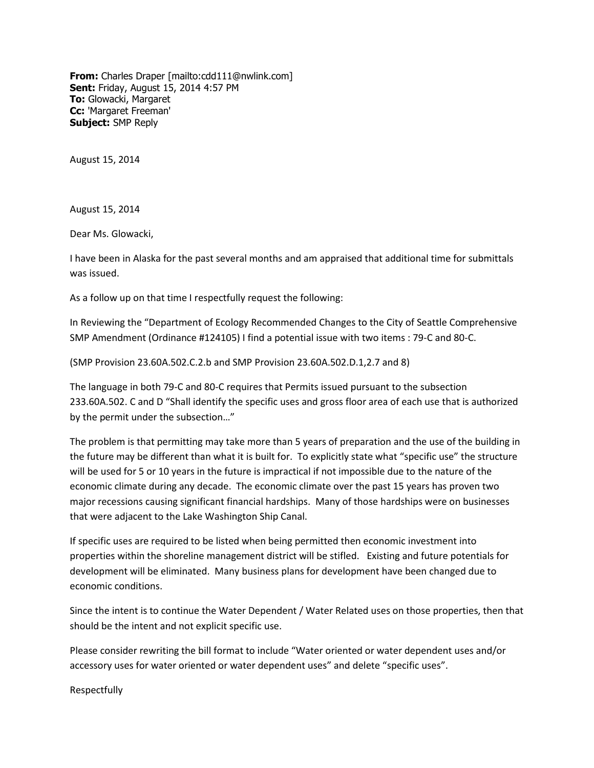**From:** Charles Draper [mailto:cdd111@nwlink.com]
**Sent:** Friday, August 15, 2014 4:57 PM
**To:** Glowacki, Margaret
**Cc:** 'Margaret Freeman'
**Subject:** SMP Reply

August 15, 2014

August 15, 2014

Dear Ms. Glowacki,

I have been in Alaska for the past several months and am appraised that additional time for submittals was issued.

As a follow up on that time I respectfully request the following:

In Reviewing the "Department of Ecology Recommended Changes to the City of Seattle Comprehensive SMP Amendment (Ordinance #124105) I find a potential issue with two items : 79-C and 80-C.

(SMP Provision 23.60A.502.C.2.b and SMP Provision 23.60A.502.D.1,2.7 and 8)

The language in both 79-C and 80-C requires that Permits issued pursuant to the subsection 233.60A.502. C and D "Shall identify the specific uses and gross floor area of each use that is authorized by the permit under the subsection…"

The problem is that permitting may take more than 5 years of preparation and the use of the building in the future may be different than what it is built for. To explicitly state what "specific use" the structure will be used for 5 or 10 years in the future is impractical if not impossible due to the nature of the economic climate during any decade. The economic climate over the past 15 years has proven two major recessions causing significant financial hardships. Many of those hardships were on businesses that were adjacent to the Lake Washington Ship Canal.

If specific uses are required to be listed when being permitted then economic investment into properties within the shoreline management district will be stifled. Existing and future potentials for development will be eliminated. Many business plans for development have been changed due to economic conditions.

Since the intent is to continue the Water Dependent / Water Related uses on those properties, then that should be the intent and not explicit specific use.

Please consider rewriting the bill format to include "Water oriented or water dependent uses and/or accessory uses for water oriented or water dependent uses" and delete "specific uses".

Respectfully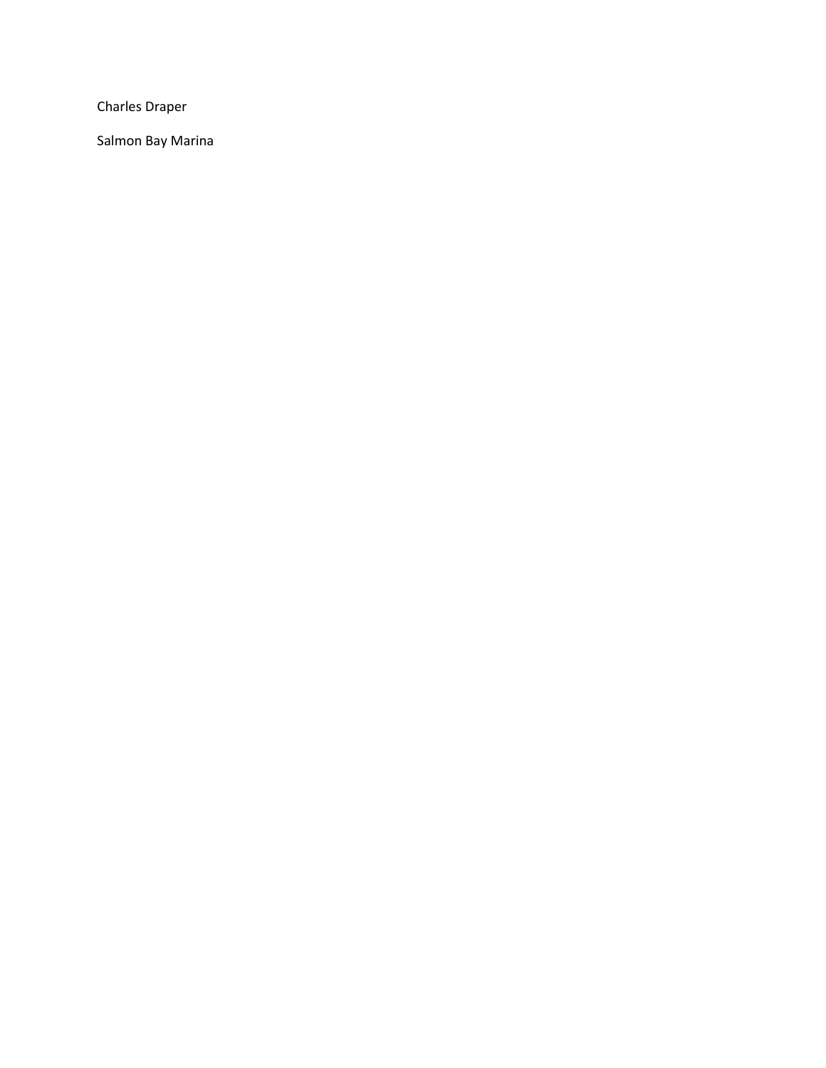Charles Draper

Salmon Bay Marina